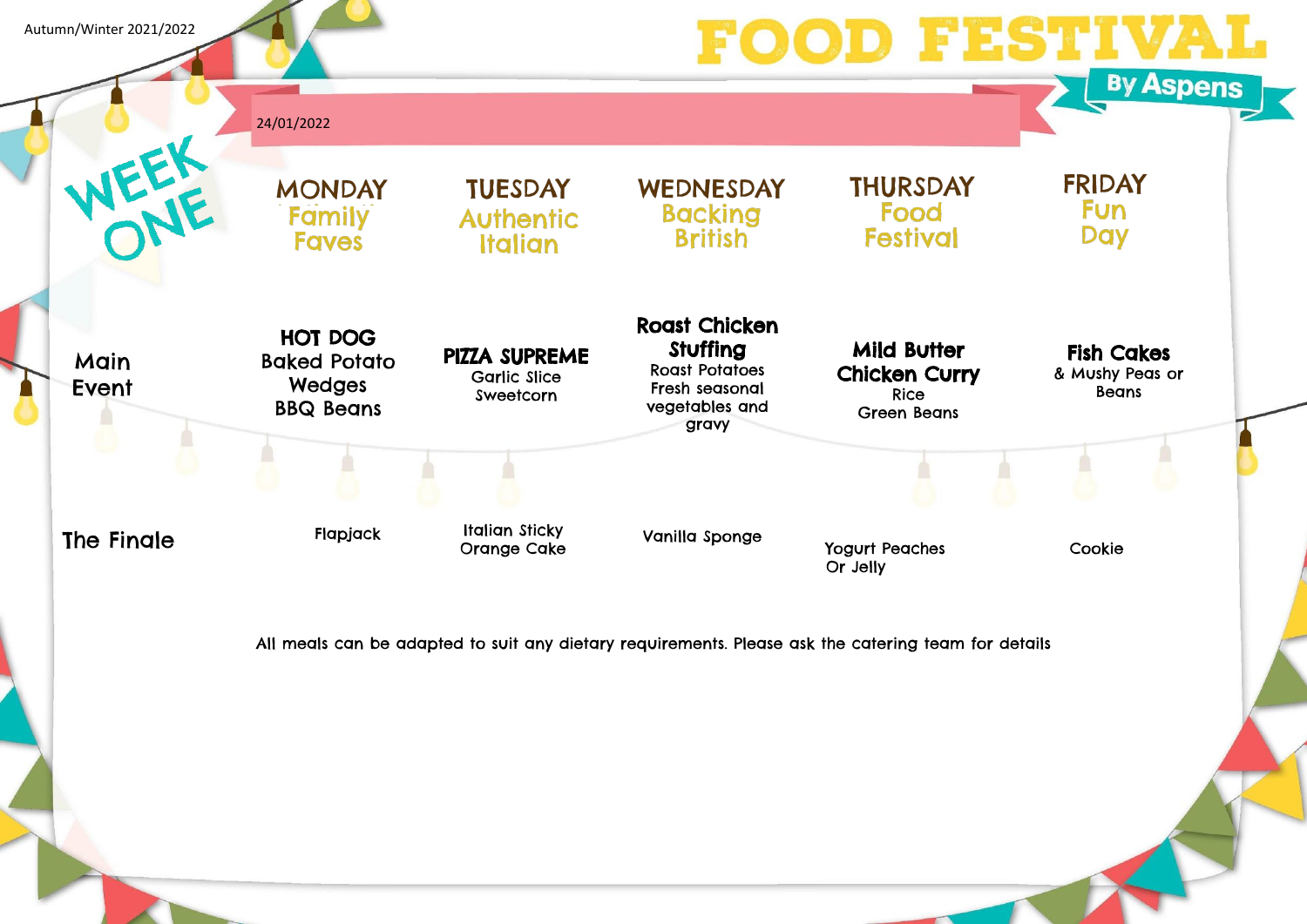Autumn/Winter 2021/2022

# FOOD FESTIVAL By Aspens

24/01/2022

## WEEK ONE

| | MONDAY Family Faves | TUESDAY Authentic Italian | WEDNESDAY Backing British | THURSDAY Food Festival | FRIDAY Fun Day |
|---|---|---|---|---|---|
| Main Event | **HOT DOG** Baked Potato Wedges BBQ Beans | **PIZZA SUPREME** Garlic Slice Sweetcorn | **Roast Chicken Stuffing** Roast Potatoes Fresh seasonal vegetables and gravy | **Mild Butter Chicken Curry** Rice Green Beans | **Fish Cakes** & Mushy Peas or Beans |
| The Finale | Flapjack | Italian Sticky Orange Cake | Vanilla Sponge | Yogurt Peaches Or Jelly | Cookie |

All meals can be adapted to suit any dietary requirements. Please ask the catering team for details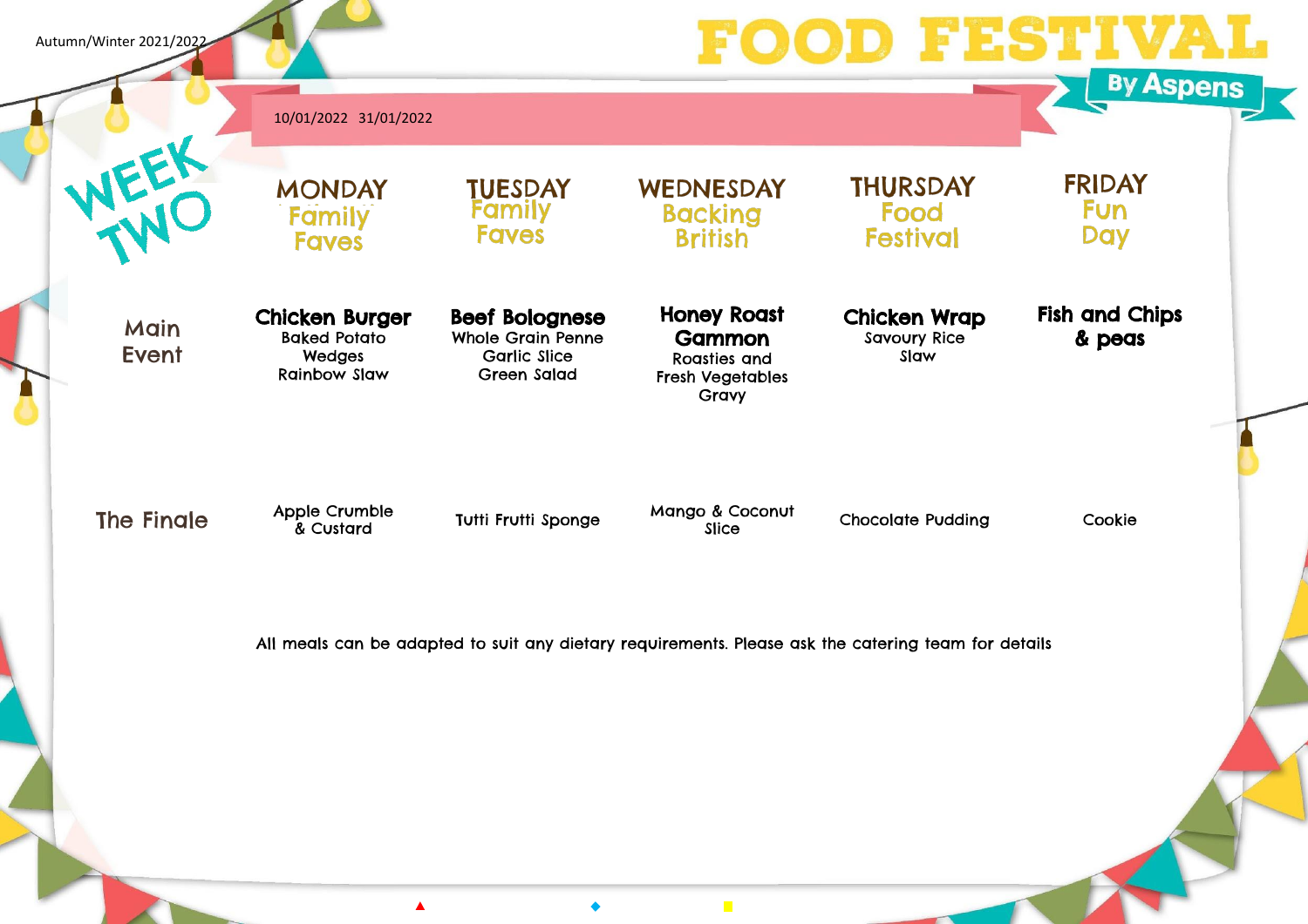Autumn/Winter 2021/2022

# FOOD FESTIVAL By Aspens

10/01/2022 31/01/2022

## WEEK TWO

| | MONDAY Family Faves | TUESDAY Family Faves | WEDNESDAY Backing British | THURSDAY Food Festival | FRIDAY Fun Day |
|---|---|---|---|---|---|
| Main Event | **Chicken Burger** Baked Potato Wedges Rainbow Slaw | **Beef Bolognese** Whole Grain Penne Garlic Slice Green Salad | **Honey Roast Gammon** Roasties and Fresh Vegetables Gravy | **Chicken Wrap** Savoury Rice Slaw | **Fish and Chips & peas** |
| The Finale | Apple Crumble & Custard | Tutti Frutti Sponge | Mango & Coconut Slice | Chocolate Pudding | Cookie |

All meals can be adapted to suit any dietary requirements. Please ask the catering team for details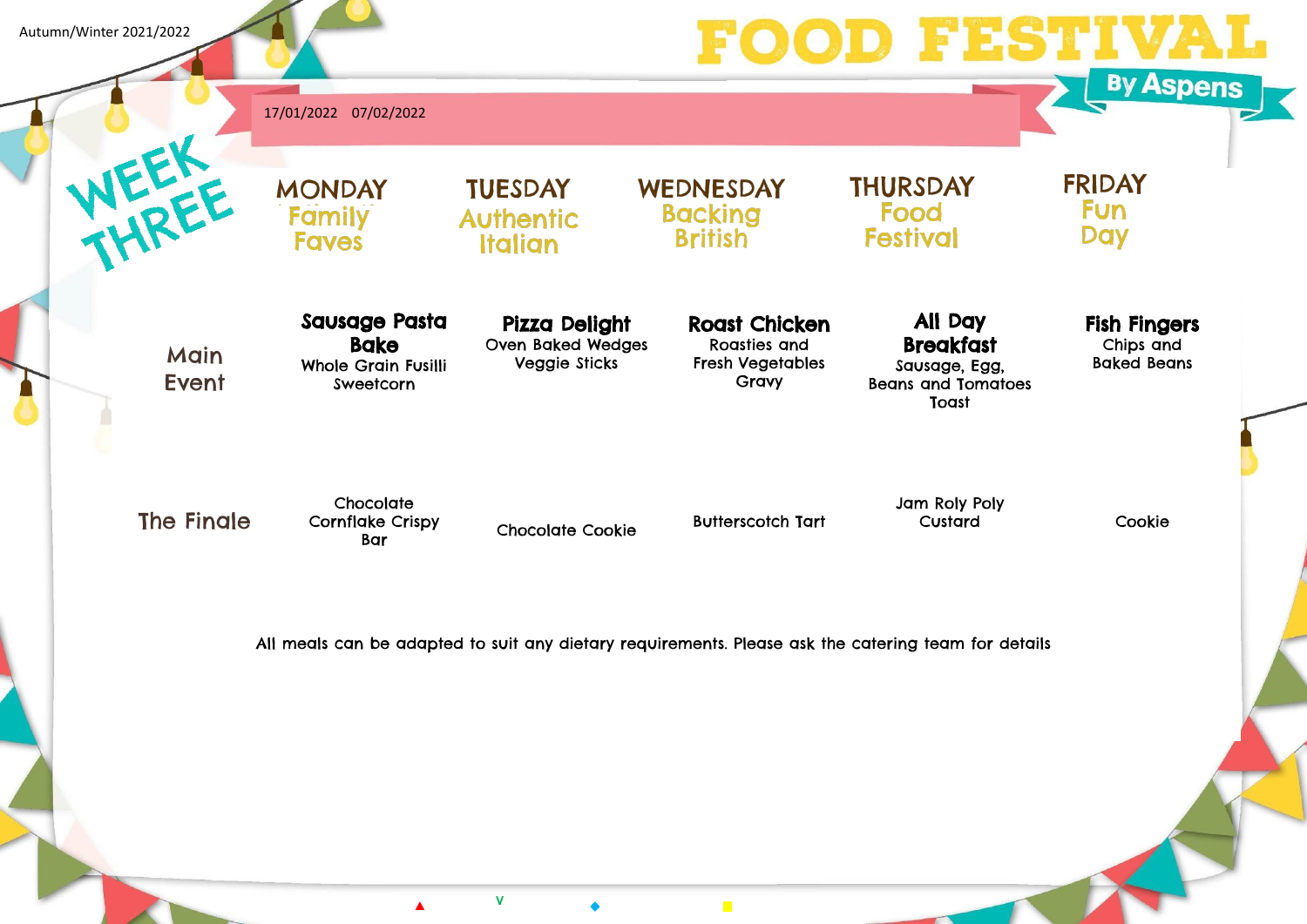Autumn/Winter 2021/2022

# FOOD FESTIVAL

By Aspens

17/01/2022 07/02/2022

## WEEK THREE

| | MONDAY Family Faves | TUESDAY Authentic Italian | WEDNESDAY Backing British | THURSDAY Food Festival | FRIDAY Fun Day |
|---|---|---|---|---|---|
| Main Event | **Sausage Pasta Bake** Whole Grain Fusilli Sweetcorn | **Pizza Delight** Oven Baked Wedges Veggie Sticks | **Roast Chicken** Roasties and Fresh Vegetables Gravy | **All Day Breakfast** Sausage, Egg, Beans and Tomatoes Toast | **Fish Fingers** Chips and Baked Beans |
| The Finale | Chocolate Cornflake Crispy Bar | Chocolate Cookie | Butterscotch Tart | Jam Roly Poly Custard | Cookie |

All meals can be adapted to suit any dietary requirements. Please ask the catering team for details

▲ V ◆ ■